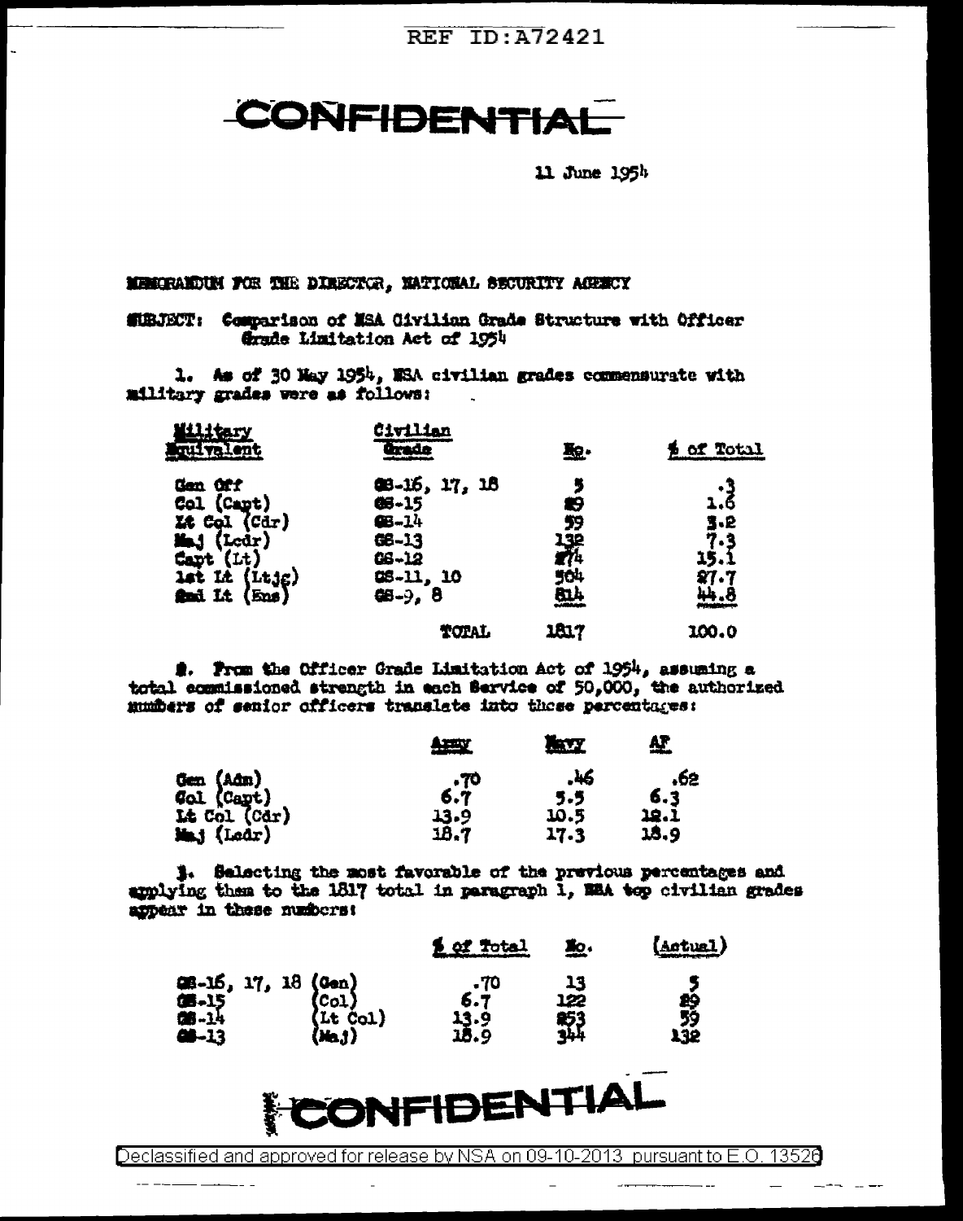# CONFIDENTIAL

11 June 1954

MEMORANDUM FOR THE DIRECTOR, NATIONAL SECURITY AGENCY

SUBJECT: Comparison of NSA Civilian Grade Structure with Officer Grade Limitation Act of 1954

1. As of 30 May 1954, NSA civilian grades commensurate with military grades were as follows:

| Military Equivalent | Civilian Grade | No. | % of Total |
|---|---|---|---|
| Gen Off | GS-16, 17, 18 | 5 | .3 |
| Col (Capt) | GS-15 | 29 | 1.6 |
| Lt Col (Cdr) | GS-14 | 59 | 3.2 |
| Maj (Lcdr) | GS-13 | 132 | 7.3 |
| Capt (Lt) | GS-12 | 274 | 15.1 |
| 1st Lt (Ltjg) | GS-11, 10 | 504 | 27.7 |
| 2nd Lt (Ens) | GS-9, 8 | 814 | 44.8 |
| | TOTAL | 1817 | 100.0 |

2. From the Officer Grade Limitation Act of 1954, assuming a total commissioned strength in each Service of 50,000, the authorized numbers of senior officers translate into these percentages:

| | Army | Navy | AF |
|---|---|---|---|
| Gen (Adm) | .70 | .46 | .62 |
| Col (Capt) | 6.7 | 5.5 | 6.3 |
| Lt Col (Cdr) | 13.9 | 10.5 | 12.1 |
| Maj (Lcdr) | 18.7 | 17.3 | 18.9 |

3. Selecting the most favorable of the previous percentages and applying them to the 1817 total in paragraph 1, NSA top civilian grades appear in these numbers:

| | | % of Total | No. | (Actual) |
|---|---|---|---|---|
| GS-16, 17, 18 | (Gen) | .70 | 13 | 5 |
| GS-15 | (Col) | 6.7 | 122 | 29 |
| GS-14 | (Lt Col) | 13.9 | 253 | 59 |
| GS-13 | (Maj) | 18.9 | 344 | 132 |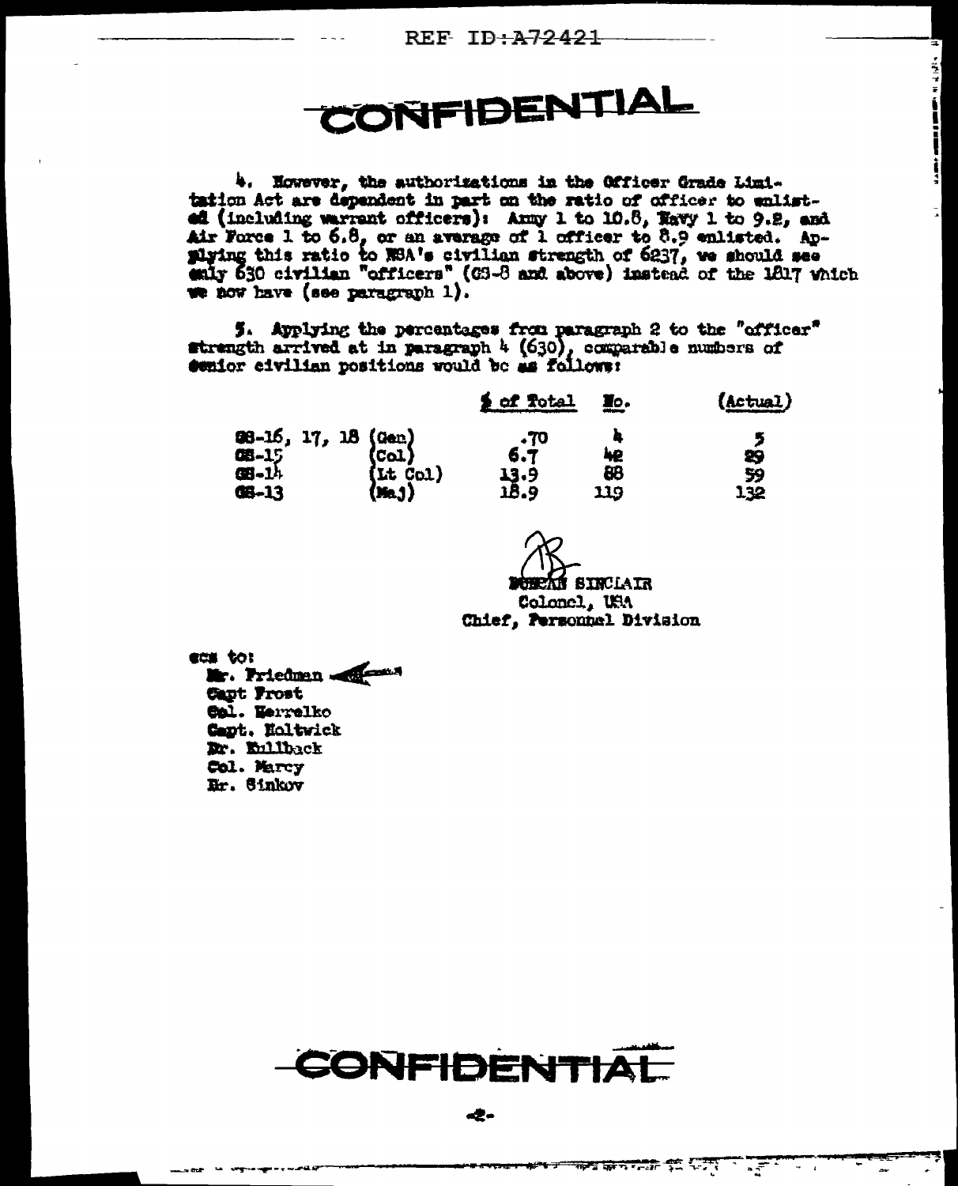REF ID:A72421

# CONFIDENTIAL

4. However, the authorizations in the Officer Grade Limitation Act are dependent in part on the ratio of officer to enlisted (including warrant officers): Army 1 to 10.8, Navy 1 to 9.2, and Air Force 1 to 6.8, or an average of 1 officer to 8.9 enlisted. Applying this ratio to NSA's civilian strength of 6237, we should see only 630 civilian "officers" (GS-8 and above) instead of the 1817 which we now have (see paragraph 1).

5. Applying the percentages from paragraph 2 to the "officer" strength arrived at in paragraph 4 (630), comparable numbers of senior civilian positions would be as follows:

| | | % of Total | No. | (Actual) |
|---|---|---|---|---|
| GS-16, 17, 18 | (Gen) | .70 | 4 | 5 |
| GS-15 | (Col) | 6.7 | 42 | 29 |
| GS-14 | (Lt Col) | 13.9 | 88 | 59 |
| GS-13 | (Maj) | 18.9 | 119 | 132 |

DUNCAN SINCLAIR
Colonel, USA
Chief, Personnel Division

ccs to:
Mr. Friedman
Capt Frost
Col. Herrelko
Capt. Holtwick
Dr. Kullback
Col. Marcy
Dr. Sinkov

# CONFIDENTIAL